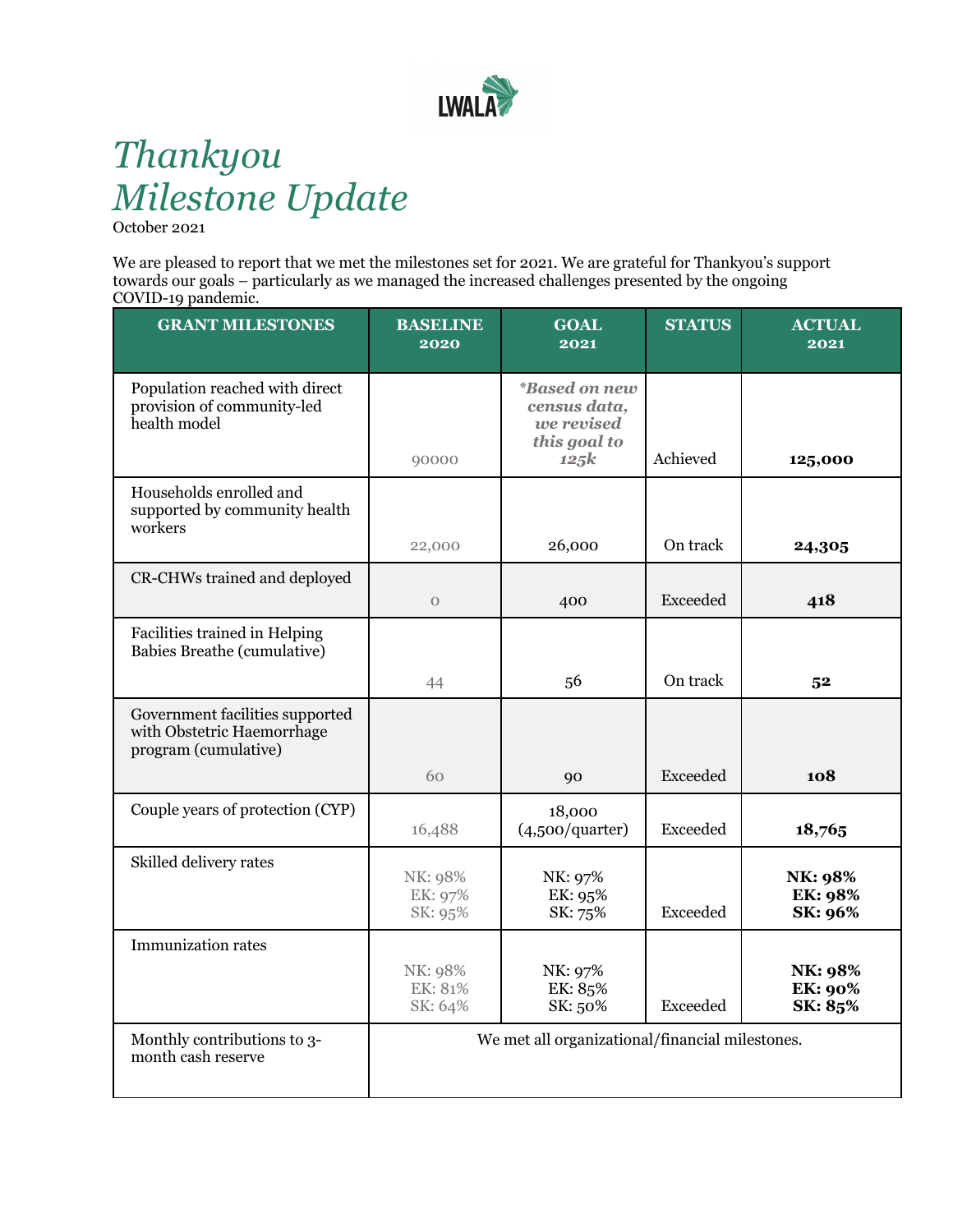LWALA

# *Thankyou Milestone Update*

October 2021

We are pleased to report that we met the milestones set for 2021. We are grateful for Thankyou's support towards our goals – particularly as we managed the increased challenges presented by the ongoing COVID-19 pandemic.

| GRANT MILESTONES | BASELINE 2020 | GOAL 2021 | STATUS | ACTUAL 2021 |
|---|---|---|---|---|
| Population reached with direct provision of community-led health model | 90000 | ****Based on new census data, we revised this goal to 125k*** | Achieved | **125,000** |
| Households enrolled and supported by community health workers | 22,000 | 26,000 | On track | **24,305** |
| CR-CHWs trained and deployed | 0 | 400 | Exceeded | **418** |
| Facilities trained in Helping Babies Breathe (cumulative) | 44 | 56 | On track | **52** |
| Government facilities supported with Obstetric Haemorrhage program (cumulative) | 60 | 90 | Exceeded | **108** |
| Couple years of protection (CYP) | 16,488 | 18,000 (4,500/quarter) | Exceeded | **18,765** |
| Skilled delivery rates | NK: 98% EK: 97% SK: 95% | NK: 97% EK: 95% SK: 75% | Exceeded | **NK: 98% EK: 98% SK: 96%** |
| Immunization rates | NK: 98% EK: 81% SK: 64% | NK: 97% EK: 85% SK: 50% | Exceeded | **NK: 98% EK: 90% SK: 85%** |
| Monthly contributions to 3-month cash reserve | We met all organizational/financial milestones. | | | |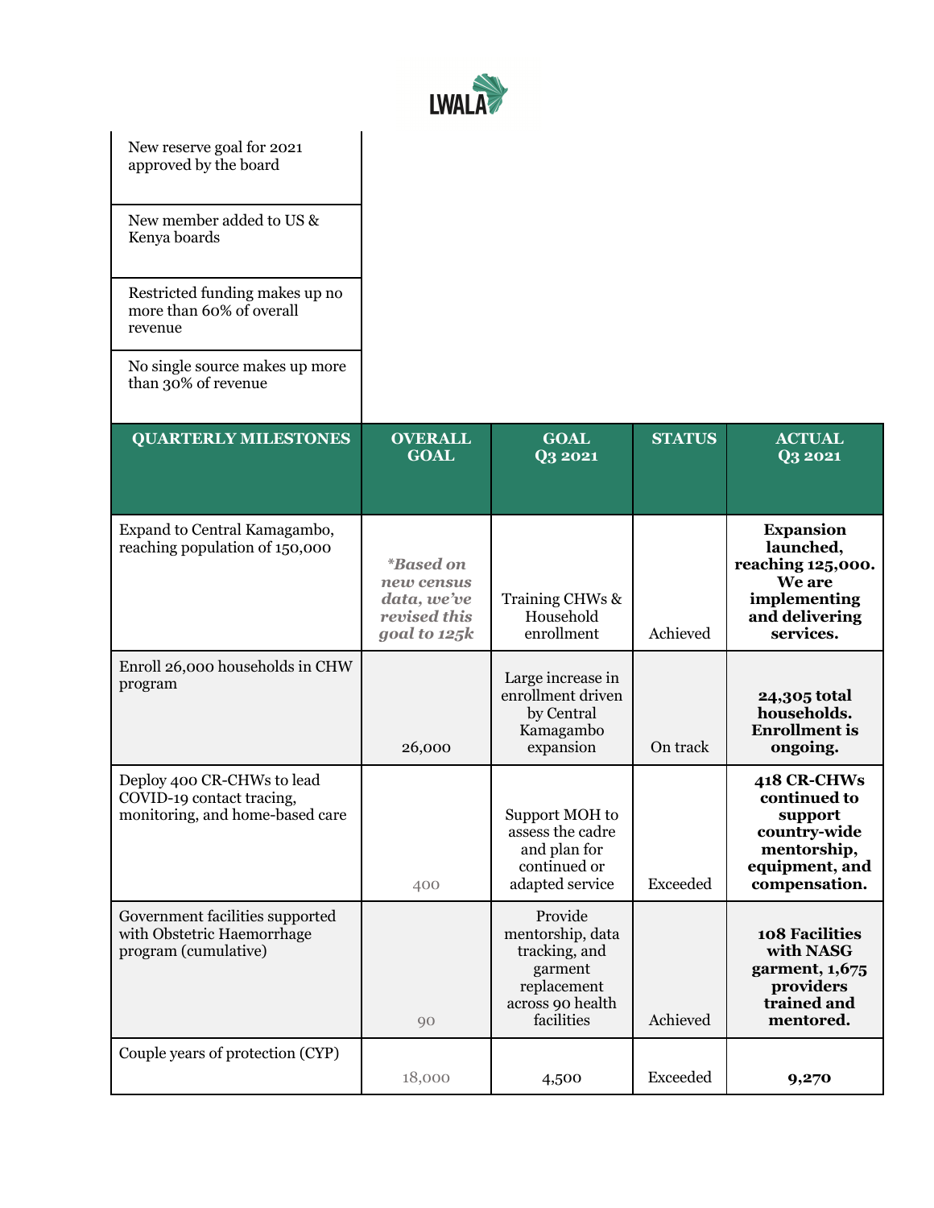| | | | | |
|---|---|---|---|---|
| New reserve goal for 2021 approved by the board | | | | |
| New member added to US & Kenya boards | | | | |
| Restricted funding makes up no more than 60% of overall revenue | | | | |
| No single source makes up more than 30% of revenue | | | | |

| QUARTERLY MILESTONES | OVERALL GOAL | GOAL Q3 2021 | STATUS | ACTUAL Q3 2021 |
|---|---|---|---|---|
| Expand to Central Kamagambo, reaching population of 150,000 | ***Based on new census data, we've revised this goal to 125k** | Training CHWs & Household enrollment | Achieved | **Expansion launched, reaching 125,000. We are implementing and delivering services.** |
| Enroll 26,000 households in CHW program | 26,000 | Large increase in enrollment driven by Central Kamagambo expansion | On track | **24,305 total households. Enrollment is ongoing.** |
| Deploy 400 CR-CHWs to lead COVID-19 contact tracing, monitoring, and home-based care | 400 | Support MOH to assess the cadre and plan for continued or adapted service | Exceeded | **418 CR-CHWs continued to support country-wide mentorship, equipment, and compensation.** |
| Government facilities supported with Obstetric Haemorrhage program (cumulative) | 90 | Provide mentorship, data tracking, and garment replacement across 90 health facilities | Achieved | **108 Facilities with NASG garment, 1,675 providers trained and mentored.** |
| Couple years of protection (CYP) | 18,000 | 4,500 | Exceeded | **9,270** |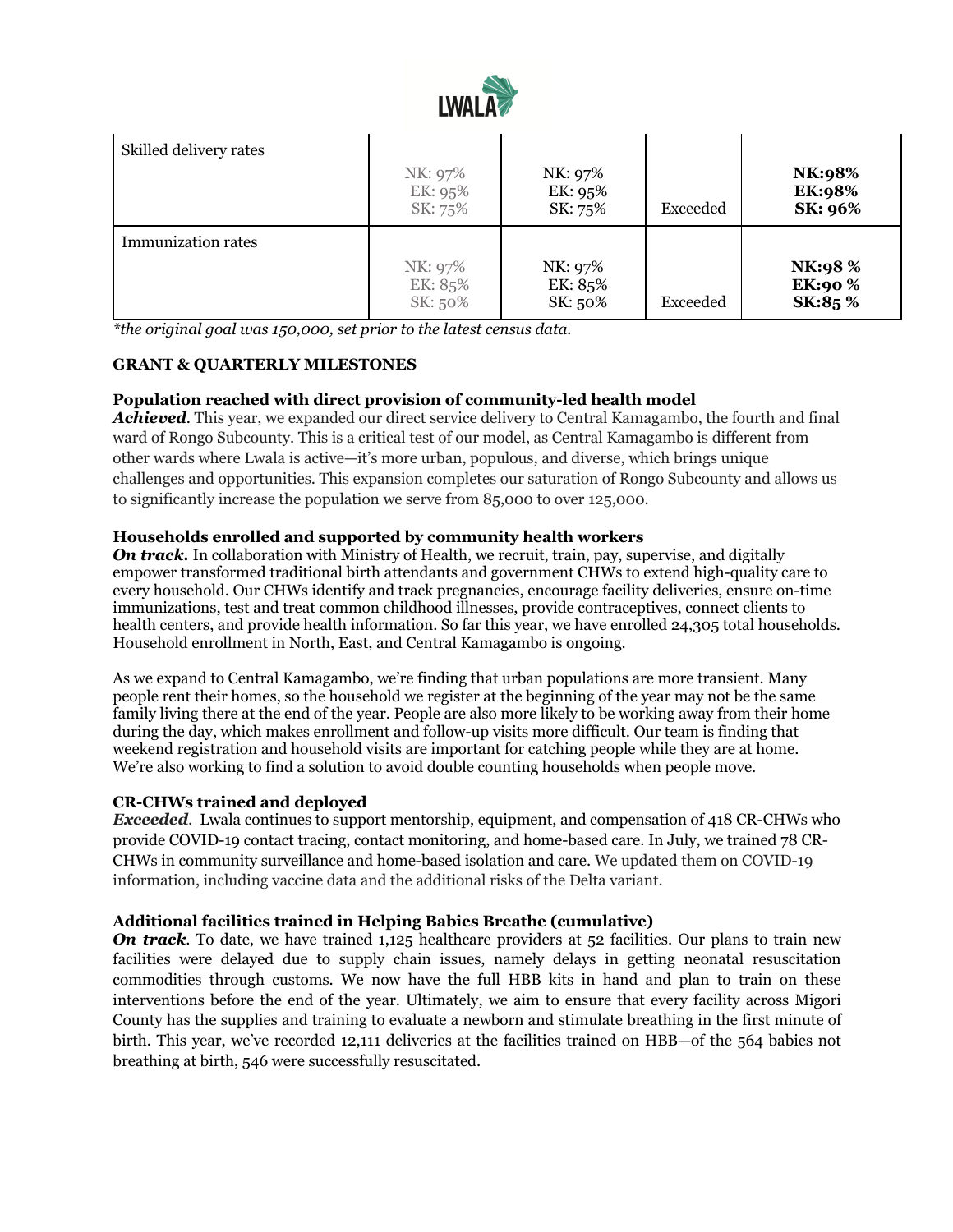| | | | | |
|---|---|---|---|---|
| Skilled delivery rates | NK: 97%<br>EK: 95%<br>SK: 75% | NK: 97%<br>EK: 95%<br>SK: 75% | Exceeded | **NK:98%**<br>**EK:98%**<br>**SK: 96%** |
| Immunization rates | NK: 97%<br>EK: 85%<br>SK: 50% | NK: 97%<br>EK: 85%<br>SK: 50% | Exceeded | **NK:98 %**<br>**EK:90 %**<br>**SK:85 %** |

*\*the original goal was 150,000, set prior to the latest census data.*

**GRANT & QUARTERLY MILESTONES**

**Population reached with direct provision of community-led health model**

***Achieved***. This year, we expanded our direct service delivery to Central Kamagambo, the fourth and final ward of Rongo Subcounty. This is a critical test of our model, as Central Kamagambo is different from other wards where Lwala is active—it's more urban, populous, and diverse, which brings unique challenges and opportunities. This expansion completes our saturation of Rongo Subcounty and allows us to significantly increase the population we serve from 85,000 to over 125,000.

**Households enrolled and supported by community health workers**

***On track.*** In collaboration with Ministry of Health, we recruit, train, pay, supervise, and digitally empower transformed traditional birth attendants and government CHWs to extend high-quality care to every household. Our CHWs identify and track pregnancies, encourage facility deliveries, ensure on-time immunizations, test and treat common childhood illnesses, provide contraceptives, connect clients to health centers, and provide health information. So far this year, we have enrolled 24,305 total households. Household enrollment in North, East, and Central Kamagambo is ongoing.

As we expand to Central Kamagambo, we're finding that urban populations are more transient. Many people rent their homes, so the household we register at the beginning of the year may not be the same family living there at the end of the year. People are also more likely to be working away from their home during the day, which makes enrollment and follow-up visits more difficult. Our team is finding that weekend registration and household visits are important for catching people while they are at home. We're also working to find a solution to avoid double counting households when people move.

**CR-CHWs trained and deployed**

***Exceeded***. Lwala continues to support mentorship, equipment, and compensation of 418 CR-CHWs who provide COVID-19 contact tracing, contact monitoring, and home-based care. In July, we trained 78 CR-CHWs in community surveillance and home-based isolation and care. We updated them on COVID-19 information, including vaccine data and the additional risks of the Delta variant.

**Additional facilities trained in Helping Babies Breathe (cumulative)**

***On track***. To date, we have trained 1,125 healthcare providers at 52 facilities. Our plans to train new facilities were delayed due to supply chain issues, namely delays in getting neonatal resuscitation commodities through customs. We now have the full HBB kits in hand and plan to train on these interventions before the end of the year. Ultimately, we aim to ensure that every facility across Migori County has the supplies and training to evaluate a newborn and stimulate breathing in the first minute of birth. This year, we've recorded 12,111 deliveries at the facilities trained on HBB—of the 564 babies not breathing at birth, 546 were successfully resuscitated.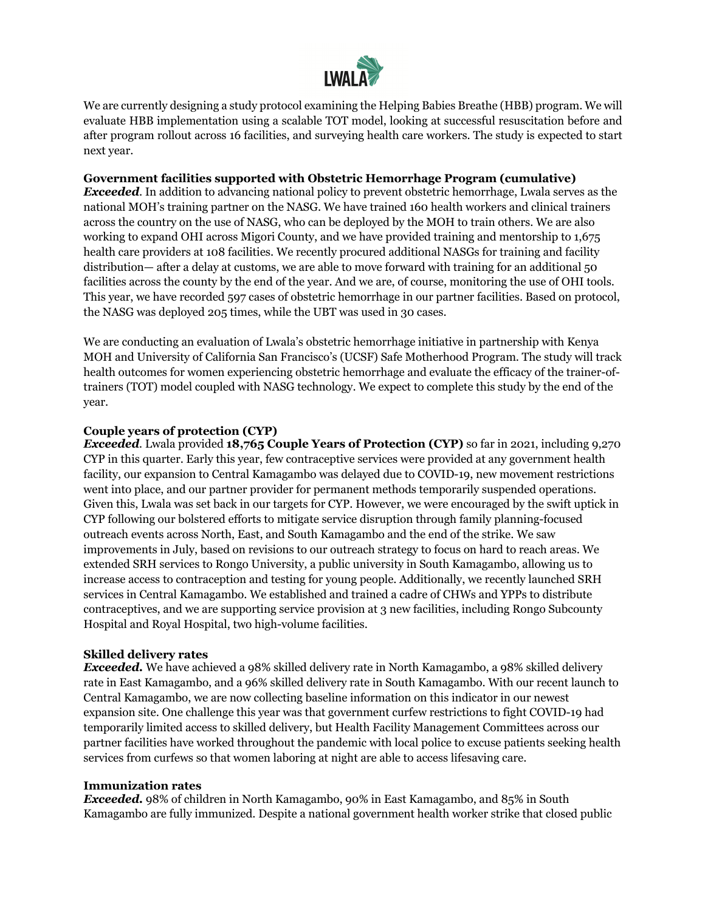We are currently designing a study protocol examining the Helping Babies Breathe (HBB) program. We will evaluate HBB implementation using a scalable TOT model, looking at successful resuscitation before and after program rollout across 16 facilities, and surveying health care workers. The study is expected to start next year.

**Government facilities supported with Obstetric Hemorrhage Program (cumulative)**
***Exceeded***. In addition to advancing national policy to prevent obstetric hemorrhage, Lwala serves as the national MOH's training partner on the NASG. We have trained 160 health workers and clinical trainers across the country on the use of NASG, who can be deployed by the MOH to train others. We are also working to expand OHI across Migori County, and we have provided training and mentorship to 1,675 health care providers at 108 facilities. We recently procured additional NASGs for training and facility distribution— after a delay at customs, we are able to move forward with training for an additional 50 facilities across the county by the end of the year. And we are, of course, monitoring the use of OHI tools. This year, we have recorded 597 cases of obstetric hemorrhage in our partner facilities. Based on protocol, the NASG was deployed 205 times, while the UBT was used in 30 cases.

We are conducting an evaluation of Lwala's obstetric hemorrhage initiative in partnership with Kenya MOH and University of California San Francisco's (UCSF) Safe Motherhood Program. The study will track health outcomes for women experiencing obstetric hemorrhage and evaluate the efficacy of the trainer-of-trainers (TOT) model coupled with NASG technology. We expect to complete this study by the end of the year.

**Couple years of protection (CYP)**
***Exceeded***. Lwala provided **18,765 Couple Years of Protection (CYP)** so far in 2021, including 9,270 CYP in this quarter. Early this year, few contraceptive services were provided at any government health facility, our expansion to Central Kamagambo was delayed due to COVID-19, new movement restrictions went into place, and our partner provider for permanent methods temporarily suspended operations. Given this, Lwala was set back in our targets for CYP. However, we were encouraged by the swift uptick in CYP following our bolstered efforts to mitigate service disruption through family planning-focused outreach events across North, East, and South Kamagambo and the end of the strike. We saw improvements in July, based on revisions to our outreach strategy to focus on hard to reach areas. We extended SRH services to Rongo University, a public university in South Kamagambo, allowing us to increase access to contraception and testing for young people. Additionally, we recently launched SRH services in Central Kamagambo. We established and trained a cadre of CHWs and YPPs to distribute contraceptives, and we are supporting service provision at 3 new facilities, including Rongo Subcounty Hospital and Royal Hospital, two high-volume facilities.

**Skilled delivery rates**
***Exceeded.*** We have achieved a 98% skilled delivery rate in North Kamagambo, a 98% skilled delivery rate in East Kamagambo, and a 96% skilled delivery rate in South Kamagambo. With our recent launch to Central Kamagambo, we are now collecting baseline information on this indicator in our newest expansion site. One challenge this year was that government curfew restrictions to fight COVID-19 had temporarily limited access to skilled delivery, but Health Facility Management Committees across our partner facilities have worked throughout the pandemic with local police to excuse patients seeking health services from curfews so that women laboring at night are able to access lifesaving care.

**Immunization rates**
***Exceeded.*** 98% of children in North Kamagambo, 90% in East Kamagambo, and 85% in South Kamagambo are fully immunized. Despite a national government health worker strike that closed public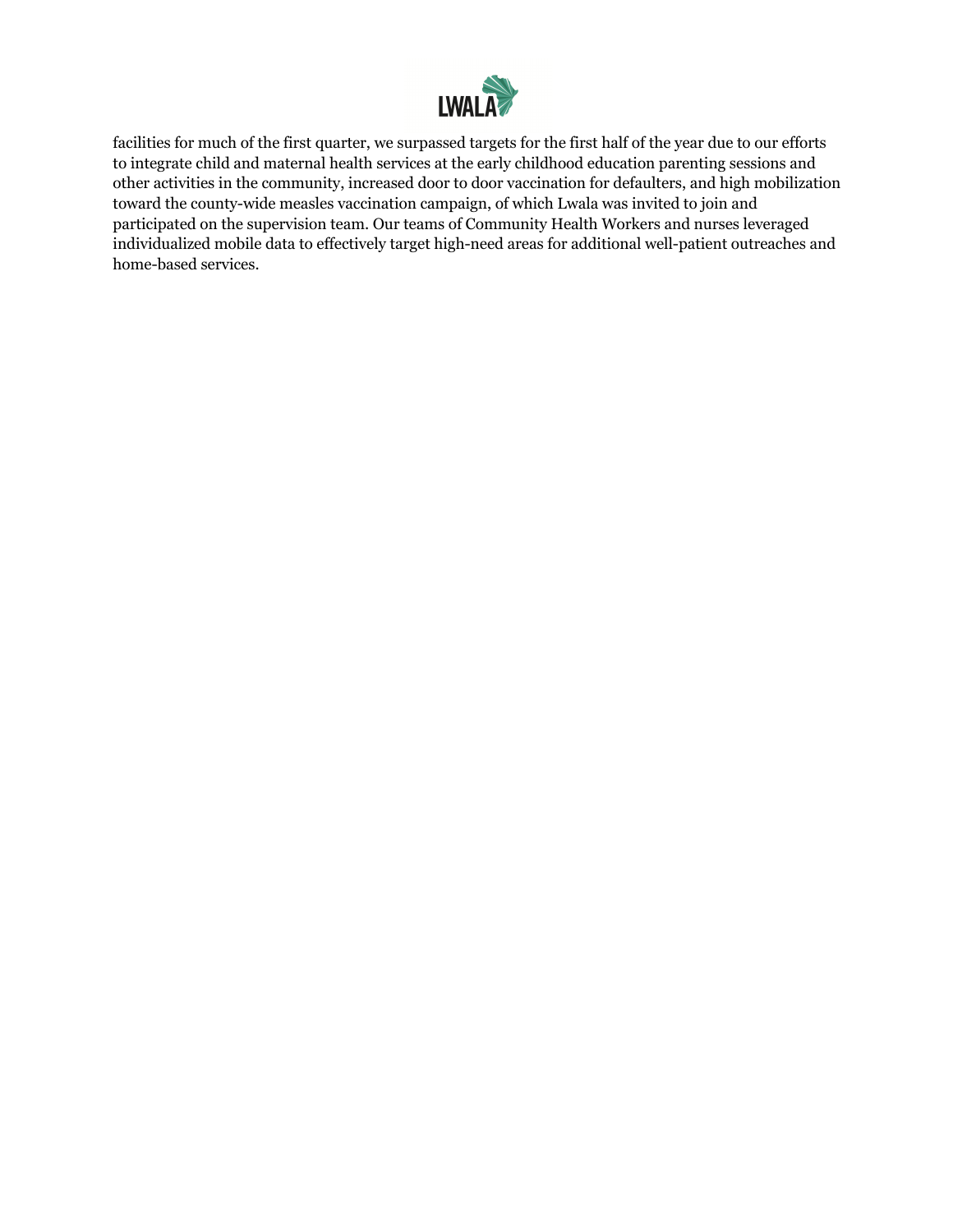facilities for much of the first quarter, we surpassed targets for the first half of the year due to our efforts to integrate child and maternal health services at the early childhood education parenting sessions and other activities in the community, increased door to door vaccination for defaulters, and high mobilization toward the county-wide measles vaccination campaign, of which Lwala was invited to join and participated on the supervision team. Our teams of Community Health Workers and nurses leveraged individualized mobile data to effectively target high-need areas for additional well-patient outreaches and home-based services.